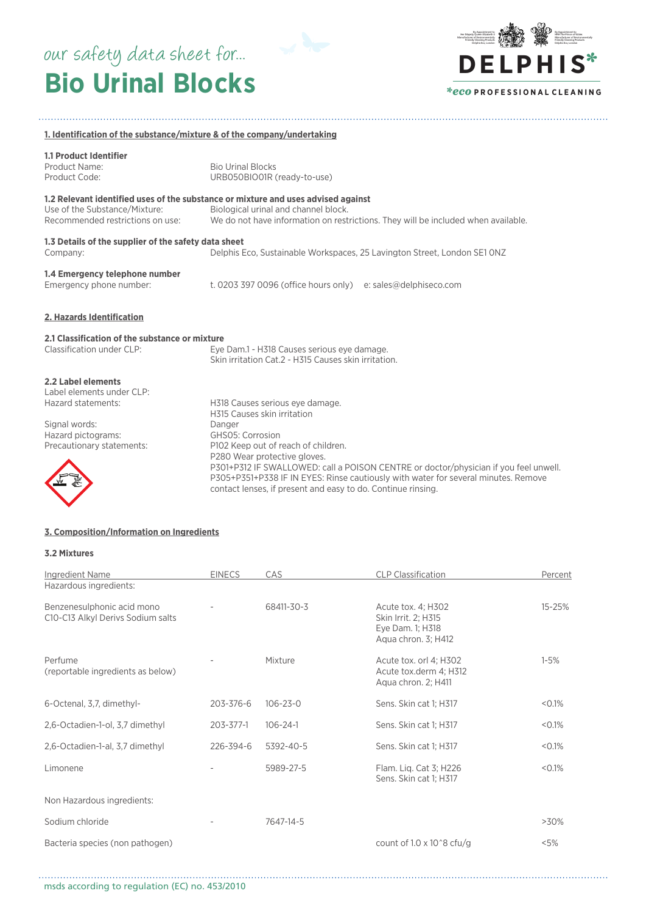our safety data sheet for...

# Bio Urinal Blocks

DELPHIS*

*eco PROFESSIONAL CLEANING

## 1. Identification of the substance/mixture & of the company/undertaking

### 1.1 Product Identifier

| | |
|---|---|
| Product Name: | Bio Urinal Blocks |
| Product Code: | URB050BIO01R (ready-to-use) |

### 1.2 Relevant identified uses of the substance or mixture and uses advised against

| | |
|---|---|
| Use of the Substance/Mixture: | Biological urinal and channel block. |
| Recommended restrictions on use: | We do not have information on restrictions. They will be included when available. |

### 1.3 Details of the supplier of the safety data sheet

| | |
|---|---|
| Company: | Delphis Eco, Sustainable Workspaces, 25 Lavington Street, London SE1 0NZ |

### 1.4 Emergency telephone number

| | |
|---|---|
| Emergency phone number: | t. 0203 397 0096 (office hours only) e: sales@delphiseco.com |

## 2. Hazards Identification

### 2.1 Classification of the substance or mixture

| | |
|---|---|
| Classification under CLP: | Eye Dam.1 - H318 Causes serious eye damage.<br>Skin irritation Cat.2 - H315 Causes skin irritation. |

### 2.2 Label elements

Label elements under CLP:

| | |
|---|---|
| Hazard statements: | H318 Causes serious eye damage.<br>H315 Causes skin irritation |
| Signal words: | Danger |
| Hazard pictograms: | GHS05: Corrosion |
| Precautionary statements: | P102 Keep out of reach of children.<br>P280 Wear protective gloves.<br>P301+P312 IF SWALLOWED: call a POISON CENTRE or doctor/physician if you feel unwell.<br>P305+P351+P338 IF IN EYES: Rinse cautiously with water for several minutes. Remove contact lenses, if present and easy to do. Continue rinsing. |

## 3. Composition/Information on Ingredients

### 3.2 Mixtures

| Ingredient Name | EINECS | CAS | CLP Classification | Percent |
|---|---|---|---|---|
| Hazardous ingredients: | | | | |
| Benzenesulphonic acid mono C10-C13 Alkyl Derivs Sodium salts | - | 68411-30-3 | Acute tox. 4; H302<br>Skin Irrit. 2; H315<br>Eye Dam. 1; H318<br>Aqua chron. 3; H412 | 15-25% |
| Perfume (reportable ingredients as below) | - | Mixture | Acute tox. orl 4; H302<br>Acute tox.derm 4; H312<br>Aqua chron. 2; H411 | 1-5% |
| 6-Octenal, 3,7, dimethyl- | 203-376-6 | 106-23-0 | Sens. Skin cat 1; H317 | <0.1% |
| 2,6-Octadien-1-ol, 3,7 dimethyl | 203-377-1 | 106-24-1 | Sens. Skin cat 1; H317 | <0.1% |
| 2,6-Octadien-1-al, 3,7 dimethyl | 226-394-6 | 5392-40-5 | Sens. Skin cat 1; H317 | <0.1% |
| Limonene | - | 5989-27-5 | Flam. Liq. Cat 3; H226<br>Sens. Skin cat 1; H317 | <0.1% |
| Non Hazardous ingredients: | | | | |
| Sodium chloride | - | 7647-14-5 | | >30% |
| Bacteria species (non pathogen) | | | count of 1.0 x 10^8 cfu/g | <5% |

msds according to regulation (EC) no. 453/2010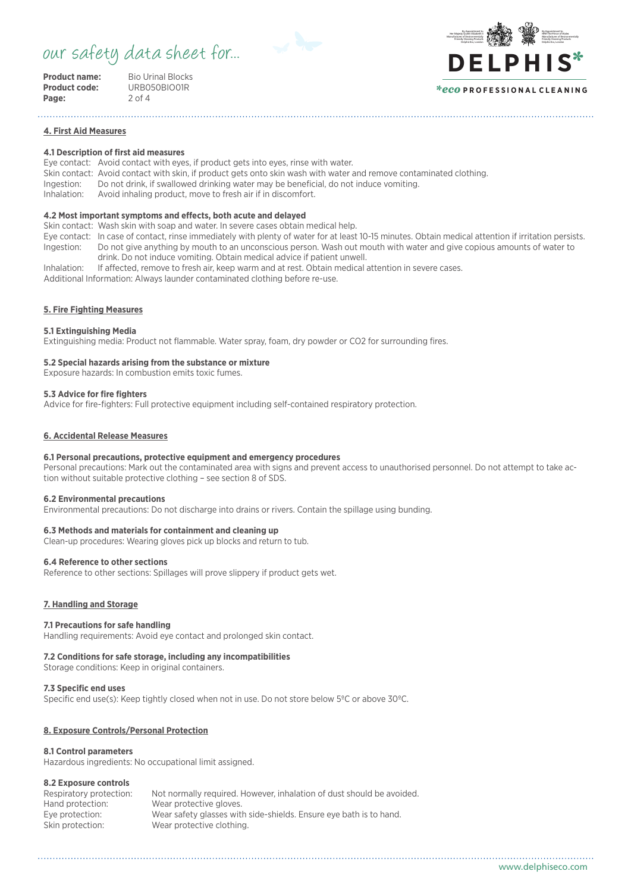## 4. First Aid Measures

### 4.1 Description of first aid measures

Eye contact: Avoid contact with eyes, if product gets into eyes, rinse with water.
Skin contact: Avoid contact with skin, if product gets onto skin wash with water and remove contaminated clothing.
Ingestion: Do not drink, if swallowed drinking water may be beneficial, do not induce vomiting.
Inhalation: Avoid inhaling product, move to fresh air if in discomfort.

### 4.2 Most important symptoms and effects, both acute and delayed

Skin contact: Wash skin with soap and water. In severe cases obtain medical help.
Eye contact: In case of contact, rinse immediately with plenty of water for at least 10-15 minutes. Obtain medical attention if irritation persists.
Ingestion: Do not give anything by mouth to an unconscious person. Wash out mouth with water and give copious amounts of water to drink. Do not induce vomiting. Obtain medical advice if patient unwell.
Inhalation: If affected, remove to fresh air, keep warm and at rest. Obtain medical attention in severe cases.
Additional Information: Always launder contaminated clothing before re-use.

## 5. Fire Fighting Measures

### 5.1 Extinguishing Media

Extinguishing media: Product not flammable. Water spray, foam, dry powder or $CO_2$ for surrounding fires.

### 5.2 Special hazards arising from the substance or mixture

Exposure hazards: In combustion emits toxic fumes.

### 5.3 Advice for fire fighters

Advice for fire-fighters: Full protective equipment including self-contained respiratory protection.

## 6. Accidental Release Measures

### 6.1 Personal precautions, protective equipment and emergency procedures

Personal precautions: Mark out the contaminated area with signs and prevent access to unauthorised personnel. Do not attempt to take action without suitable protective clothing – see section 8 of SDS.

### 6.2 Environmental precautions

Environmental precautions: Do not discharge into drains or rivers. Contain the spillage using bunding.

### 6.3 Methods and materials for containment and cleaning up

Clean-up procedures: Wearing gloves pick up blocks and return to tub.

### 6.4 Reference to other sections

Reference to other sections: Spillages will prove slippery if product gets wet.

## 7. Handling and Storage

### 7.1 Precautions for safe handling

Handling requirements: Avoid eye contact and prolonged skin contact.

### 7.2 Conditions for safe storage, including any incompatibilities

Storage conditions: Keep in original containers.

### 7.3 Specific end uses

Specific end use(s): Keep tightly closed when not in use. Do not store below 5ºC or above 30ºC.

## 8. Exposure Controls/Personal Protection

### 8.1 Control parameters

Hazardous ingredients: No occupational limit assigned.

### 8.2 Exposure controls

Respiratory protection: Not normally required. However, inhalation of dust should be avoided.
Hand protection: Wear protective gloves.
Eye protection: Wear safety glasses with side-shields. Ensure eye bath is to hand.
Skin protection: Wear protective clothing.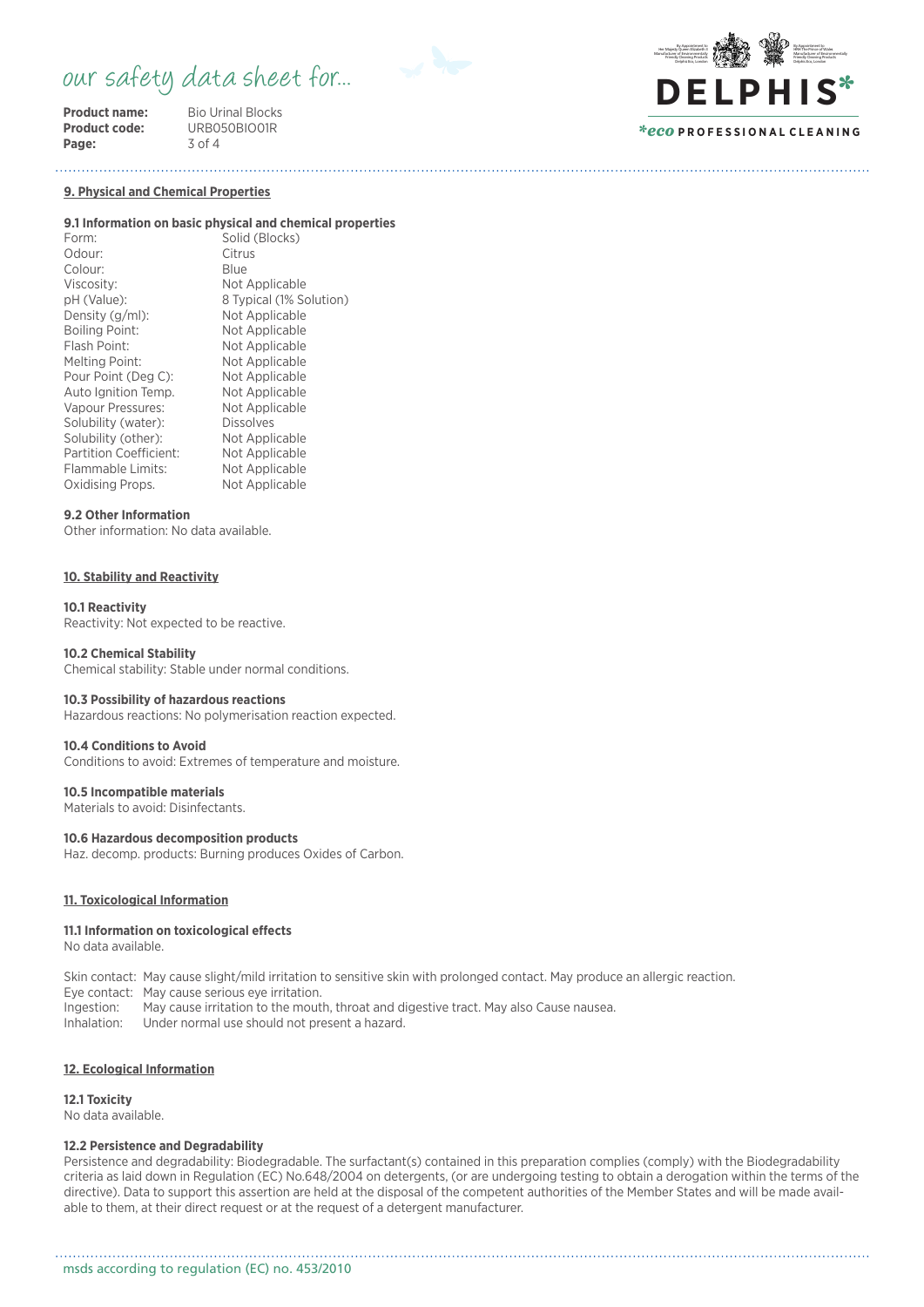**Product name:** Bio Urinal Blocks
**Product code:** URB050BIO01R

## 9. Physical and Chemical Properties

### 9.1 Information on basic physical and chemical properties

| | |
|---|---|
| Form: | Solid (Blocks) |
| Odour: | Citrus |
| Colour: | Blue |
| Viscosity: | Not Applicable |
| pH (Value): | 8 Typical (1% Solution) |
| Density (g/ml): | Not Applicable |
| Boiling Point: | Not Applicable |
| Flash Point: | Not Applicable |
| Melting Point: | Not Applicable |
| Pour Point (Deg C): | Not Applicable |
| Auto Ignition Temp. | Not Applicable |
| Vapour Pressures: | Not Applicable |
| Solubility (water): | Dissolves |
| Solubility (other): | Not Applicable |
| Partition Coefficient: | Not Applicable |
| Flammable Limits: | Not Applicable |
| Oxidising Props. | Not Applicable |

### 9.2 Other Information

Other information: No data available.

## 10. Stability and Reactivity

### 10.1 Reactivity

Reactivity: Not expected to be reactive.

### 10.2 Chemical Stability

Chemical stability: Stable under normal conditions.

### 10.3 Possibility of hazardous reactions

Hazardous reactions: No polymerisation reaction expected.

### 10.4 Conditions to Avoid

Conditions to avoid: Extremes of temperature and moisture.

### 10.5 Incompatible materials

Materials to avoid: Disinfectants.

### 10.6 Hazardous decomposition products

Haz. decomp. products: Burning produces Oxides of Carbon.

## 11. Toxicological Information

### 11.1 Information on toxicological effects

No data available.

Skin contact: May cause slight/mild irritation to sensitive skin with prolonged contact. May produce an allergic reaction.
Eye contact: May cause serious eye irritation.
Ingestion: May cause irritation to the mouth, throat and digestive tract. May also Cause nausea.
Inhalation: Under normal use should not present a hazard.

## 12. Ecological Information

### 12.1 Toxicity

No data available.

### 12.2 Persistence and Degradability

Persistence and degradability: Biodegradable. The surfactant(s) contained in this preparation complies (comply) with the Biodegradability criteria as laid down in Regulation (EC) No.648/2004 on detergents, (or are undergoing testing to obtain a derogation within the terms of the directive). Data to support this assertion are held at the disposal of the competent authorities of the Member States and will be made available to them, at their direct request or at the request of a detergent manufacturer.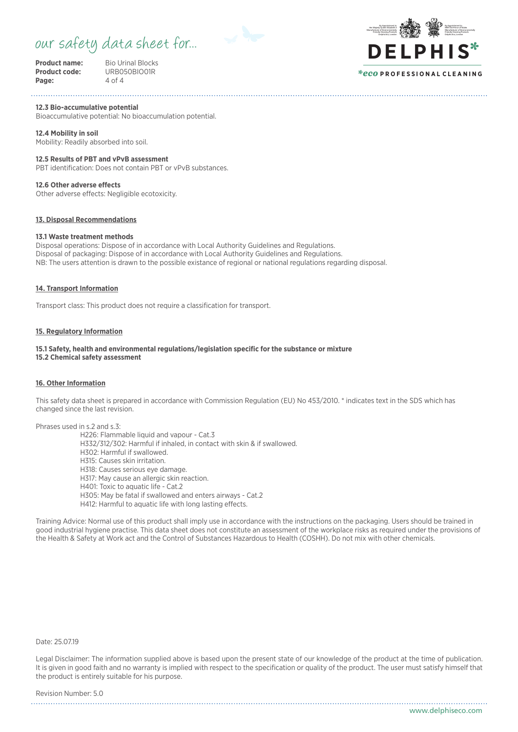### 12.3 Bio-accumulative potential

Bioaccumulative potential: No bioaccumulation potential.

### 12.4 Mobility in soil

Mobility: Readily absorbed into soil.

### 12.5 Results of PBT and vPvB assessment

PBT identification: Does not contain PBT or vPvB substances.

### 12.6 Other adverse effects

Other adverse effects: Negligible ecotoxicity.

## 13. Disposal Recommendations

### 13.1 Waste treatment methods

Disposal operations: Dispose of in accordance with Local Authority Guidelines and Regulations.
Disposal of packaging: Dispose of in accordance with Local Authority Guidelines and Regulations.
NB: The users attention is drawn to the possible existance of regional or national regulations regarding disposal.

## 14. Transport Information

Transport class: This product does not require a classification for transport.

## 15. Regulatory Information

### 15.1 Safety, health and environmental regulations/legislation specific for the substance or mixture

### 15.2 Chemical safety assessment

## 16. Other Information

This safety data sheet is prepared in accordance with Commission Regulation (EU) No 453/2010. * indicates text in the SDS which has changed since the last revision.

Phrases used in s.2 and s.3:

- H226: Flammable liquid and vapour - Cat.3
- H332/312/302: Harmful if inhaled, in contact with skin & if swallowed.
- H302: Harmful if swallowed.
- H315: Causes skin irritation.
- H318: Causes serious eye damage.
- H317: May cause an allergic skin reaction.
- H401: Toxic to aquatic life - Cat.2
- H305: May be fatal if swallowed and enters airways - Cat.2
- H412: Harmful to aquatic life with long lasting effects.

Training Advice: Normal use of this product shall imply use in accordance with the instructions on the packaging. Users should be trained in good industrial hygiene practise. This data sheet does not constitute an assessment of the workplace risks as required under the provisions of the Health & Safety at Work act and the Control of Substances Hazardous to Health (COSHH). Do not mix with other chemicals.

Date: 25.07.19

Legal Disclaimer: The information supplied above is based upon the present state of our knowledge of the product at the time of publication. It is given in good faith and no warranty is implied with respect to the specification or quality of the product. The user must satisfy himself that the product is entirely suitable for his purpose.

Revision Number: 5.0